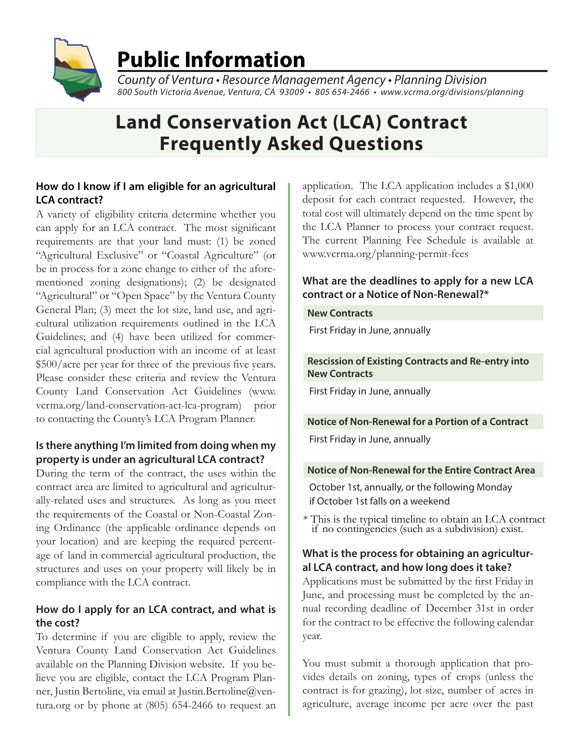# Public Information

*County of Ventura • Resource Management Agency • Planning Division*
*800 South Victoria Avenue, Ventura, CA 93009 • 805 654-2466 • www.vcrma.org/divisions/planning*

# Land Conservation Act (LCA) Contract Frequently Asked Questions

### How do I know if I am eligible for an agricultural LCA contract?

A variety of eligibility criteria determine whether you can apply for an LCA contract. The most significant requirements are that your land must: (1) be zoned "Agricultural Exclusive" or "Coastal Agriculture" (or be in process for a zone change to either of the aforementioned zoning designations); (2) be designated "Agricultural" or "Open Space" by the Ventura County General Plan; (3) meet the lot size, land use, and agricultural utilization requirements outlined in the LCA Guidelines; and (4) have been utilized for commercial agricultural production with an income of at least \$500/acre per year for three of the previous five years. Please consider these criteria and review the Ventura County Land Conservation Act Guidelines (www.vcrma.org/land-conservation-act-lca-program) prior to contacting the County's LCA Program Planner.

### Is there anything I'm limited from doing when my property is under an agricultural LCA contract?

During the term of the contract, the uses within the contract area are limited to agricultural and agriculturally-related uses and structures. As long as you meet the requirements of the Coastal or Non-Coastal Zoning Ordinance (the applicable ordinance depends on your location) and are keeping the required percentage of land in commercial agricultural production, the structures and uses on your property will likely be in compliance with the LCA contract.

### How do I apply for an LCA contract, and what is the cost?

To determine if you are eligible to apply, review the Ventura County Land Conservation Act Guidelines available on the Planning Division website. If you believe you are eligible, contact the LCA Program Planner, Justin Bertoline, via email at Justin.Bertoline@ventura.org or by phone at (805) 654-2466 to request an application. The LCA application includes a \$1,000 deposit for each contract requested. However, the total cost will ultimately depend on the time spent by the LCA Planner to process your contract request. The current Planning Fee Schedule is available at www.vcrma.org/planning-permit-fees

### What are the deadlines to apply for a new LCA contract or a Notice of Non-Renewal?*

**New Contracts**

First Friday in June, annually

**Rescission of Existing Contracts and Re-entry into New Contracts**

First Friday in June, annually

**Notice of Non-Renewal for a Portion of a Contract**

First Friday in June, annually

**Notice of Non-Renewal for the Entire Contract Area**

October 1st, annually, or the following Monday if October 1st falls on a weekend

* This is the typical timeline to obtain an LCA contract if no contingencies (such as a subdivision) exist.

### What is the process for obtaining an agricultural LCA contract, and how long does it take?

Applications must be submitted by the first Friday in June, and processing must be completed by the annual recording deadline of December 31st in order for the contract to be effective the following calendar year.

You must submit a thorough application that provides details on zoning, types of crops (unless the contract is for grazing), lot size, number of acres in agriculture, average income per acre over the past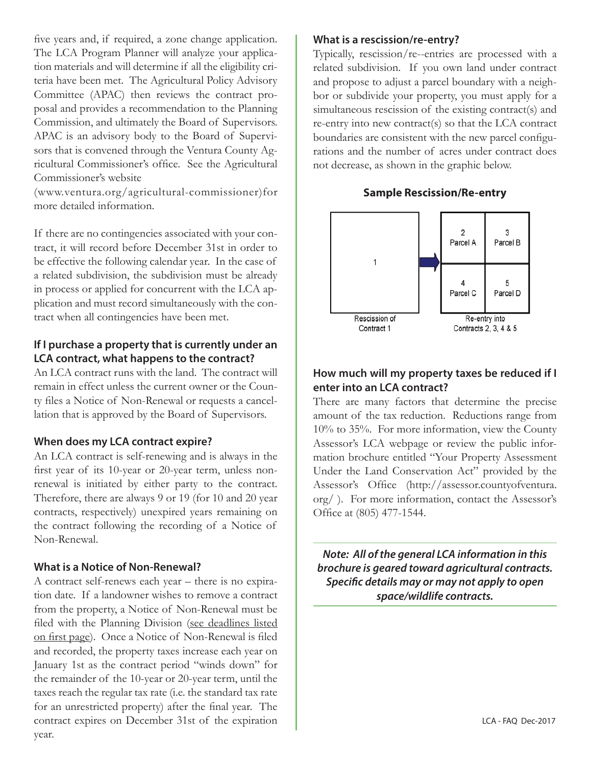five years and, if required, a zone change application. The LCA Program Planner will analyze your application materials and will determine if all the eligibility criteria have been met. The Agricultural Policy Advisory Committee (APAC) then reviews the contract proposal and provides a recommendation to the Planning Commission, and ultimately the Board of Supervisors. APAC is an advisory body to the Board of Supervisors that is convened through the Ventura County Agricultural Commissioner's office. See the Agricultural Commissioner's website (www.ventura.org/agricultural-commissioner)for more detailed information.

If there are no contingencies associated with your contract, it will record before December 31st in order to be effective the following calendar year. In the case of a related subdivision, the subdivision must be already in process or applied for concurrent with the LCA application and must record simultaneously with the contract when all contingencies have been met.

### If I purchase a property that is currently under an LCA contract, what happens to the contract?

An LCA contract runs with the land. The contract will remain in effect unless the current owner or the County files a Notice of Non-Renewal or requests a cancellation that is approved by the Board of Supervisors.

### When does my LCA contract expire?

An LCA contract is self-renewing and is always in the first year of its 10-year or 20-year term, unless nonrenewal is initiated by either party to the contract. Therefore, there are always 9 or 19 (for 10 and 20 year contracts, respectively) unexpired years remaining on the contract following the recording of a Notice of Non-Renewal.

### What is a Notice of Non-Renewal?

A contract self-renews each year – there is no expiration date. If a landowner wishes to remove a contract from the property, a Notice of Non-Renewal must be filed with the Planning Division (see deadlines listed on first page). Once a Notice of Non-Renewal is filed and recorded, the property taxes increase each year on January 1st as the contract period "winds down" for the remainder of the 10-year or 20-year term, until the taxes reach the regular tax rate (i.e. the standard tax rate for an unrestricted property) after the final year. The contract expires on December 31st of the expiration year.

### What is a rescission/re-entry?

Typically, rescission/re--entries are processed with a related subdivision. If you own land under contract and propose to adjust a parcel boundary with a neighbor or subdivide your property, you must apply for a simultaneous rescission of the existing contract(s) and re-entry into new contract(s) so that the LCA contract boundaries are consistent with the new parcel configurations and the number of acres under contract does not decrease, as shown in the graphic below.

**Sample Rescission/Re-entry**

1

Rescission of Contract 1

2 Parcel A

3 Parcel B

4 Parcel C

5 Parcel D

Re-entry into Contracts 2, 3, 4 & 5

### How much will my property taxes be reduced if I enter into an LCA contract?

There are many factors that determine the precise amount of the tax reduction. Reductions range from 10% to 35%. For more information, view the County Assessor's LCA webpage or review the public information brochure entitled "Your Property Assessment Under the Land Conservation Act" provided by the Assessor's Office (http://assessor.countyofventura.org/ ). For more information, contact the Assessor's Office at (805) 477-1544.

***Note: All of the general LCA information in this brochure is geared toward agricultural contracts. Specific details may or may not apply to open space/wildlife contracts.***

LCA - FAQ Dec-2017